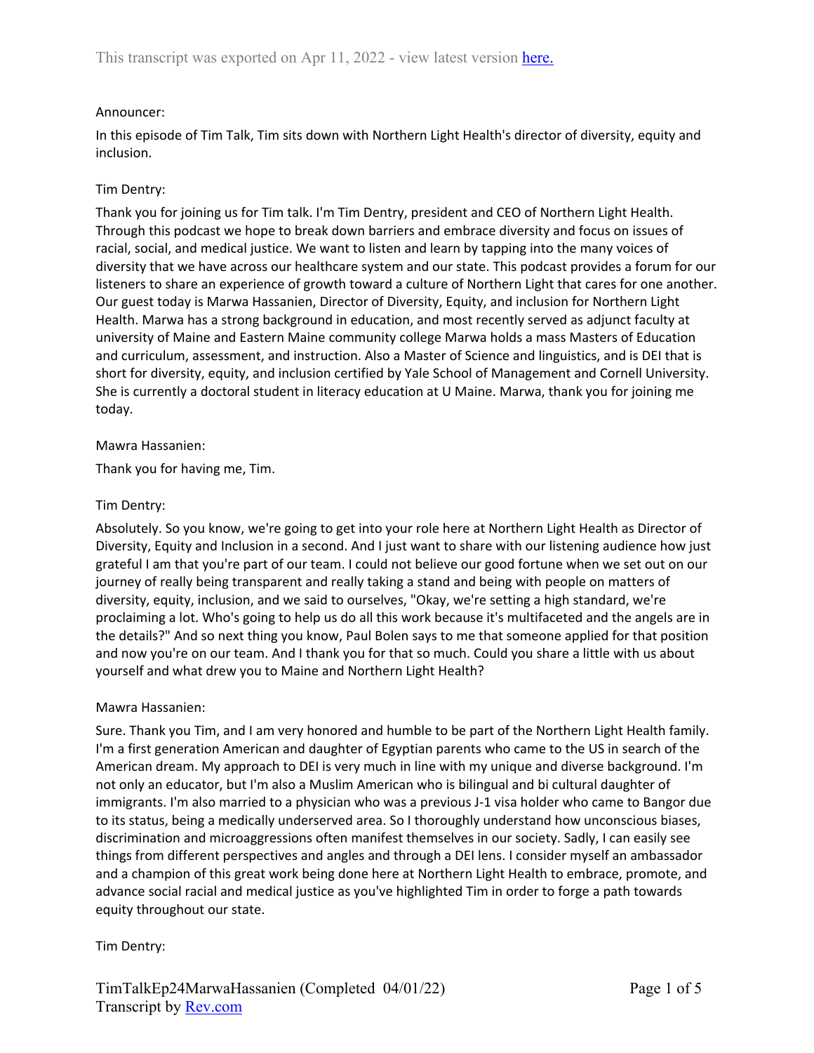Announcer:

In this episode of Tim Talk, Tim sits down with Northern Light Health's director of diversity, equity and inclusion.

Tim Dentry:

Thank you for joining us for Tim talk. I'm Tim Dentry, president and CEO of Northern Light Health. Through this podcast we hope to break down barriers and embrace diversity and focus on issues of racial, social, and medical justice. We want to listen and learn by tapping into the many voices of diversity that we have across our healthcare system and our state. This podcast provides a forum for our listeners to share an experience of growth toward a culture of Northern Light that cares for one another. Our guest today is Marwa Hassanien, Director of Diversity, Equity, and inclusion for Northern Light Health. Marwa has a strong background in education, and most recently served as adjunct faculty at university of Maine and Eastern Maine community college Marwa holds a mass Masters of Education and curriculum, assessment, and instruction. Also a Master of Science and linguistics, and is DEI that is short for diversity, equity, and inclusion certified by Yale School of Management and Cornell University. She is currently a doctoral student in literacy education at U Maine. Marwa, thank you for joining me today.

Mawra Hassanien:

Thank you for having me, Tim.

Tim Dentry:

Absolutely. So you know, we're going to get into your role here at Northern Light Health as Director of Diversity, Equity and Inclusion in a second. And I just want to share with our listening audience how just grateful I am that you're part of our team. I could not believe our good fortune when we set out on our journey of really being transparent and really taking a stand and being with people on matters of diversity, equity, inclusion, and we said to ourselves, "Okay, we're setting a high standard, we're proclaiming a lot. Who's going to help us do all this work because it's multifaceted and the angels are in the details?" And so next thing you know, Paul Bolen says to me that someone applied for that position and now you're on our team. And I thank you for that so much. Could you share a little with us about yourself and what drew you to Maine and Northern Light Health?

Mawra Hassanien:

Sure. Thank you Tim, and I am very honored and humble to be part of the Northern Light Health family. I'm a first generation American and daughter of Egyptian parents who came to the US in search of the American dream. My approach to DEI is very much in line with my unique and diverse background. I'm not only an educator, but I'm also a Muslim American who is bilingual and bi cultural daughter of immigrants. I'm also married to a physician who was a previous J-1 visa holder who came to Bangor due to its status, being a medically underserved area. So I thoroughly understand how unconscious biases, discrimination and microaggressions often manifest themselves in our society. Sadly, I can easily see things from different perspectives and angles and through a DEI lens. I consider myself an ambassador and a champion of this great work being done here at Northern Light Health to embrace, promote, and advance social racial and medical justice as you've highlighted Tim in order to forge a path towards equity throughout our state.

Tim Dentry: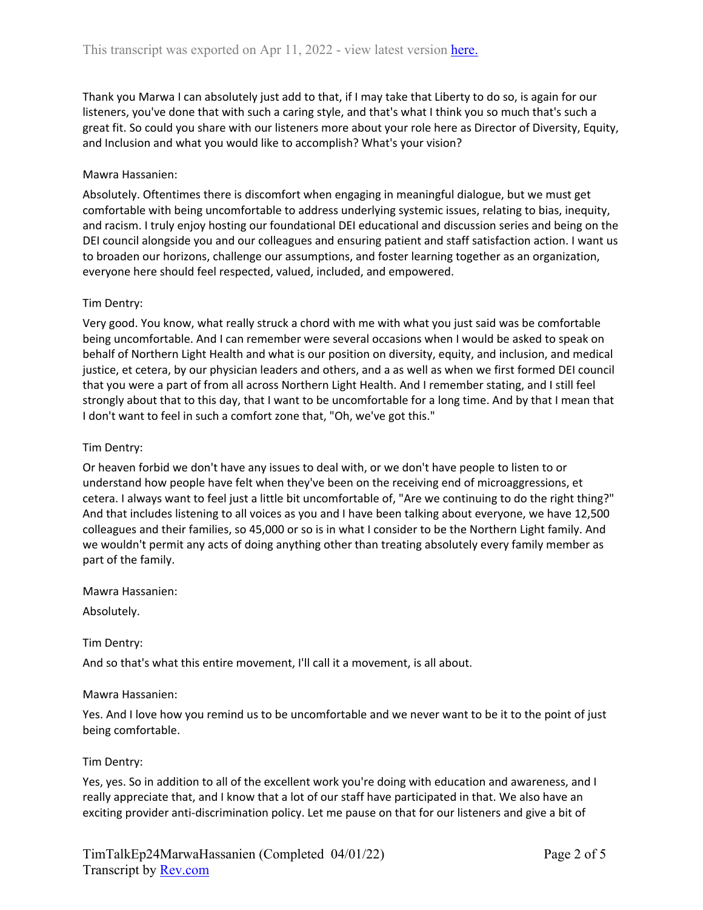Thank you Marwa I can absolutely just add to that, if I may take that Liberty to do so, is again for our listeners, you've done that with such a caring style, and that's what I think you so much that's such a great fit. So could you share with our listeners more about your role here as Director of Diversity, Equity, and Inclusion and what you would like to accomplish? What's your vision?

Mawra Hassanien:

Absolutely. Oftentimes there is discomfort when engaging in meaningful dialogue, but we must get comfortable with being uncomfortable to address underlying systemic issues, relating to bias, inequity, and racism. I truly enjoy hosting our foundational DEI educational and discussion series and being on the DEI council alongside you and our colleagues and ensuring patient and staff satisfaction action. I want us to broaden our horizons, challenge our assumptions, and foster learning together as an organization, everyone here should feel respected, valued, included, and empowered.

Tim Dentry:

Very good. You know, what really struck a chord with me with what you just said was be comfortable being uncomfortable. And I can remember were several occasions when I would be asked to speak on behalf of Northern Light Health and what is our position on diversity, equity, and inclusion, and medical justice, et cetera, by our physician leaders and others, and a as well as when we first formed DEI council that you were a part of from all across Northern Light Health. And I remember stating, and I still feel strongly about that to this day, that I want to be uncomfortable for a long time. And by that I mean that I don't want to feel in such a comfort zone that, "Oh, we've got this."

Tim Dentry:

Or heaven forbid we don't have any issues to deal with, or we don't have people to listen to or understand how people have felt when they've been on the receiving end of microaggressions, et cetera. I always want to feel just a little bit uncomfortable of, "Are we continuing to do the right thing?" And that includes listening to all voices as you and I have been talking about everyone, we have 12,500 colleagues and their families, so 45,000 or so is in what I consider to be the Northern Light family. And we wouldn't permit any acts of doing anything other than treating absolutely every family member as part of the family.

Mawra Hassanien:

Absolutely.

Tim Dentry:

And so that's what this entire movement, I'll call it a movement, is all about.

Mawra Hassanien:

Yes. And I love how you remind us to be uncomfortable and we never want to be it to the point of just being comfortable.

Tim Dentry:

Yes, yes. So in addition to all of the excellent work you're doing with education and awareness, and I really appreciate that, and I know that a lot of our staff have participated in that. We also have an exciting provider anti-discrimination policy. Let me pause on that for our listeners and give a bit of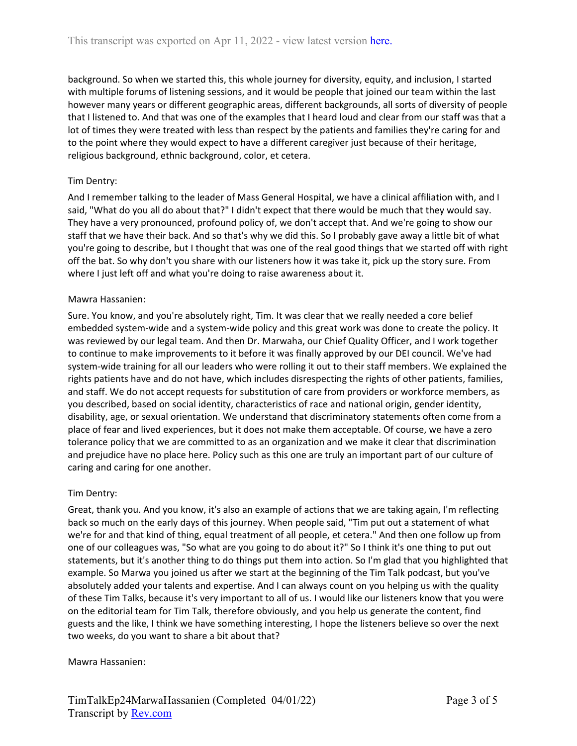background. So when we started this, this whole journey for diversity, equity, and inclusion, I started with multiple forums of listening sessions, and it would be people that joined our team within the last however many years or different geographic areas, different backgrounds, all sorts of diversity of people that I listened to. And that was one of the examples that I heard loud and clear from our staff was that a lot of times they were treated with less than respect by the patients and families they're caring for and to the point where they would expect to have a different caregiver just because of their heritage, religious background, ethnic background, color, et cetera.

Tim Dentry:

And I remember talking to the leader of Mass General Hospital, we have a clinical affiliation with, and I said, "What do you all do about that?" I didn't expect that there would be much that they would say. They have a very pronounced, profound policy of, we don't accept that. And we're going to show our staff that we have their back. And so that's why we did this. So I probably gave away a little bit of what you're going to describe, but I thought that was one of the real good things that we started off with right off the bat. So why don't you share with our listeners how it was take it, pick up the story sure. From where I just left off and what you're doing to raise awareness about it.

Mawra Hassanien:

Sure. You know, and you're absolutely right, Tim. It was clear that we really needed a core belief embedded system-wide and a system-wide policy and this great work was done to create the policy. It was reviewed by our legal team. And then Dr. Marwaha, our Chief Quality Officer, and I work together to continue to make improvements to it before it was finally approved by our DEI council. We've had system-wide training for all our leaders who were rolling it out to their staff members. We explained the rights patients have and do not have, which includes disrespecting the rights of other patients, families, and staff. We do not accept requests for substitution of care from providers or workforce members, as you described, based on social identity, characteristics of race and national origin, gender identity, disability, age, or sexual orientation. We understand that discriminatory statements often come from a place of fear and lived experiences, but it does not make them acceptable. Of course, we have a zero tolerance policy that we are committed to as an organization and we make it clear that discrimination and prejudice have no place here. Policy such as this one are truly an important part of our culture of caring and caring for one another.

Tim Dentry:

Great, thank you. And you know, it's also an example of actions that we are taking again, I'm reflecting back so much on the early days of this journey. When people said, "Tim put out a statement of what we're for and that kind of thing, equal treatment of all people, et cetera." And then one follow up from one of our colleagues was, "So what are you going to do about it?" So I think it's one thing to put out statements, but it's another thing to do things put them into action. So I'm glad that you highlighted that example. So Marwa you joined us after we start at the beginning of the Tim Talk podcast, but you've absolutely added your talents and expertise. And I can always count on you helping us with the quality of these Tim Talks, because it's very important to all of us. I would like our listeners know that you were on the editorial team for Tim Talk, therefore obviously, and you help us generate the content, find guests and the like, I think we have something interesting, I hope the listeners believe so over the next two weeks, do you want to share a bit about that?

Mawra Hassanien: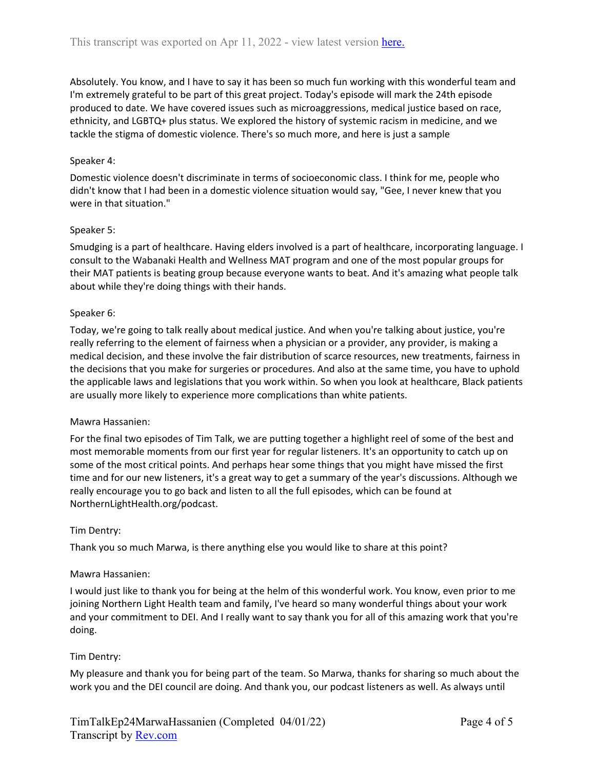Absolutely. You know, and I have to say it has been so much fun working with this wonderful team and I'm extremely grateful to be part of this great project. Today's episode will mark the 24th episode produced to date. We have covered issues such as microaggressions, medical justice based on race, ethnicity, and LGBTQ+ plus status. We explored the history of systemic racism in medicine, and we tackle the stigma of domestic violence. There's so much more, and here is just a sample

Speaker 4:

Domestic violence doesn't discriminate in terms of socioeconomic class. I think for me, people who didn't know that I had been in a domestic violence situation would say, "Gee, I never knew that you were in that situation."

Speaker 5:

Smudging is a part of healthcare. Having elders involved is a part of healthcare, incorporating language. I consult to the Wabanaki Health and Wellness MAT program and one of the most popular groups for their MAT patients is beating group because everyone wants to beat. And it's amazing what people talk about while they're doing things with their hands.

Speaker 6:

Today, we're going to talk really about medical justice. And when you're talking about justice, you're really referring to the element of fairness when a physician or a provider, any provider, is making a medical decision, and these involve the fair distribution of scarce resources, new treatments, fairness in the decisions that you make for surgeries or procedures. And also at the same time, you have to uphold the applicable laws and legislations that you work within. So when you look at healthcare, Black patients are usually more likely to experience more complications than white patients.

Mawra Hassanien:

For the final two episodes of Tim Talk, we are putting together a highlight reel of some of the best and most memorable moments from our first year for regular listeners. It's an opportunity to catch up on some of the most critical points. And perhaps hear some things that you might have missed the first time and for our new listeners, it's a great way to get a summary of the year's discussions. Although we really encourage you to go back and listen to all the full episodes, which can be found at NorthernLightHealth.org/podcast.

Tim Dentry:

Thank you so much Marwa, is there anything else you would like to share at this point?

Mawra Hassanien:

I would just like to thank you for being at the helm of this wonderful work. You know, even prior to me joining Northern Light Health team and family, I've heard so many wonderful things about your work and your commitment to DEI. And I really want to say thank you for all of this amazing work that you're doing.

Tim Dentry:

My pleasure and thank you for being part of the team. So Marwa, thanks for sharing so much about the work you and the DEI council are doing. And thank you, our podcast listeners as well. As always until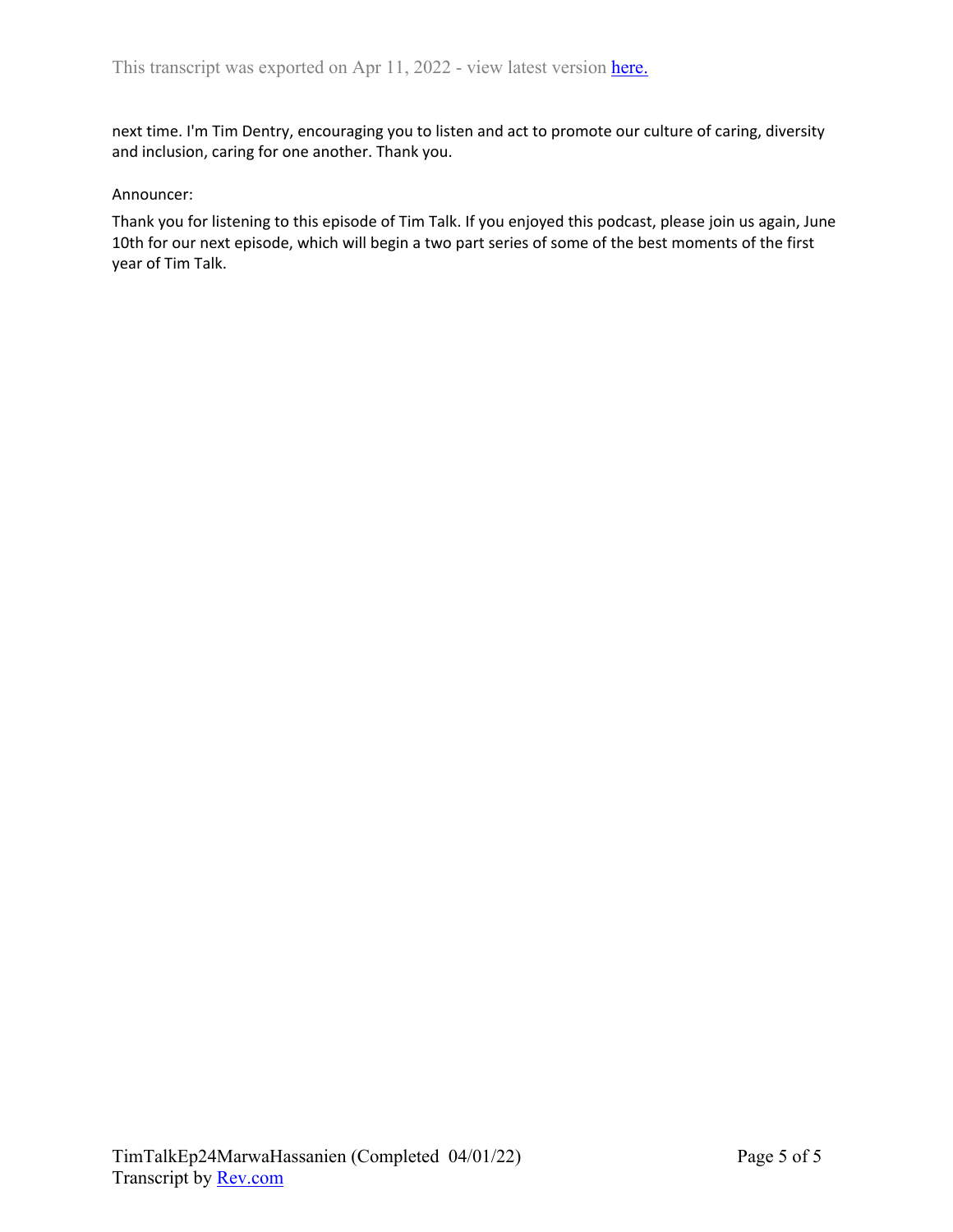next time. I'm Tim Dentry, encouraging you to listen and act to promote our culture of caring, diversity and inclusion, caring for one another. Thank you.

Announcer:

Thank you for listening to this episode of Tim Talk. If you enjoyed this podcast, please join us again, June 10th for our next episode, which will begin a two part series of some of the best moments of the first year of Tim Talk.